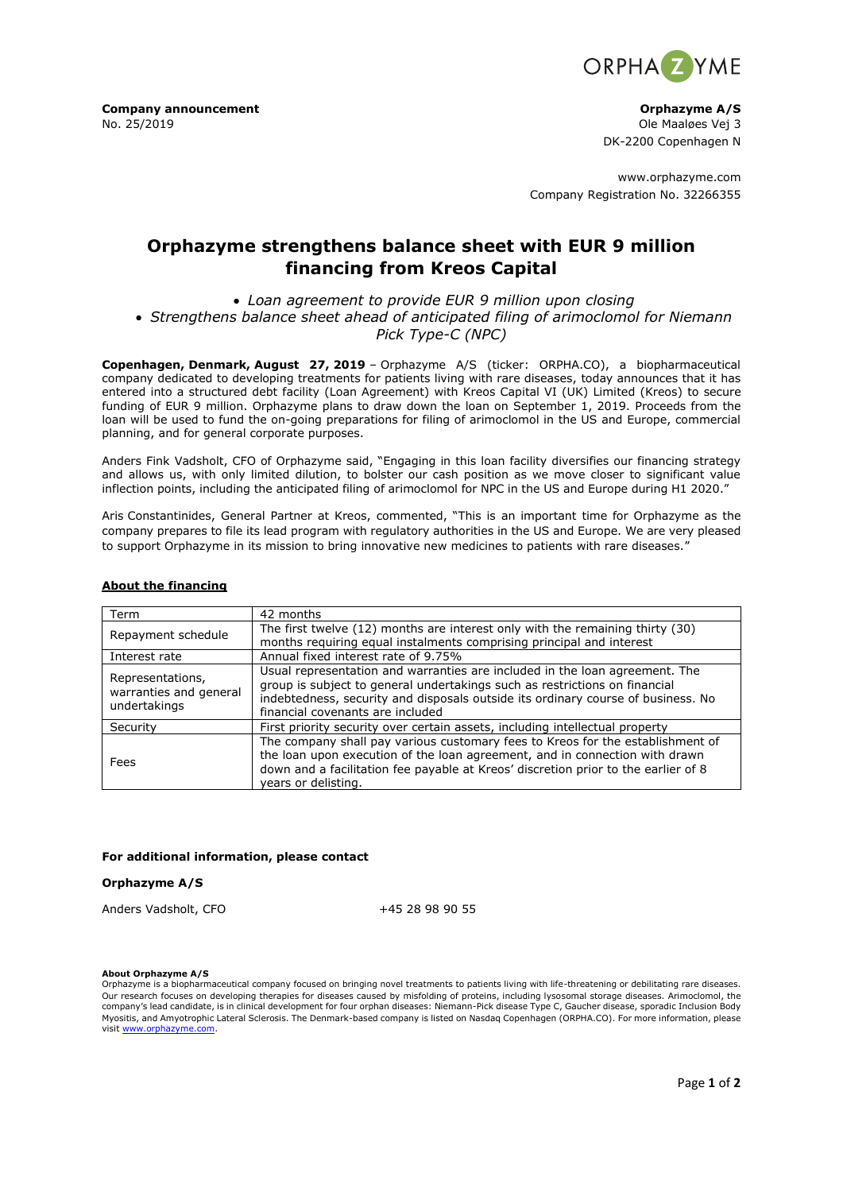**Company announcement**
No. 25/2019

**Orphazyme A/S**
Ole Maaløes Vej 3
DK-2200 Copenhagen N

www.orphazyme.com
Company Registration No. 32266355

# Orphazyme strengthens balance sheet with EUR 9 million financing from Kreos Capital

- *Loan agreement to provide EUR 9 million upon closing*
- *Strengthens balance sheet ahead of anticipated filing of arimoclomol for Niemann Pick Type-C (NPC)*

**Copenhagen, Denmark, August 27, 2019** – Orphazyme A/S (ticker: ORPHA.CO), a biopharmaceutical company dedicated to developing treatments for patients living with rare diseases, today announces that it has entered into a structured debt facility (Loan Agreement) with Kreos Capital VI (UK) Limited (Kreos) to secure funding of EUR 9 million. Orphazyme plans to draw down the loan on September 1, 2019. Proceeds from the loan will be used to fund the on-going preparations for filing of arimoclomol in the US and Europe, commercial planning, and for general corporate purposes.

Anders Fink Vadsholt, CFO of Orphazyme said, "Engaging in this loan facility diversifies our financing strategy and allows us, with only limited dilution, to bolster our cash position as we move closer to significant value inflection points, including the anticipated filing of arimoclomol for NPC in the US and Europe during H1 2020."

Aris Constantinides, General Partner at Kreos, commented, "This is an important time for Orphazyme as the company prepares to file its lead program with regulatory authorities in the US and Europe. We are very pleased to support Orphazyme in its mission to bring innovative new medicines to patients with rare diseases."

## About the financing

| Term | 42 months |
|---|---|
| Repayment schedule | The first twelve (12) months are interest only with the remaining thirty (30) months requiring equal instalments comprising principal and interest |
| Interest rate | Annual fixed interest rate of 9.75% |
| Representations, warranties and general undertakings | Usual representation and warranties are included in the loan agreement. The group is subject to general undertakings such as restrictions on financial indebtedness, security and disposals outside its ordinary course of business. No financial covenants are included |
| Security | First priority security over certain assets, including intellectual property |
| Fees | The company shall pay various customary fees to Kreos for the establishment of the loan upon execution of the loan agreement, and in connection with drawn down and a facilitation fee payable at Kreos' discretion prior to the earlier of 8 years or delisting. |

**For additional information, please contact**

**Orphazyme A/S**

Anders Vadsholt, CFO +45 28 98 90 55

**About Orphazyme A/S**
Orphazyme is a biopharmaceutical company focused on bringing novel treatments to patients living with life-threatening or debilitating rare diseases. Our research focuses on developing therapies for diseases caused by misfolding of proteins, including lysosomal storage diseases. Arimoclomol, the company's lead candidate, is in clinical development for four orphan diseases: Niemann-Pick disease Type C, Gaucher disease, sporadic Inclusion Body Myositis, and Amyotrophic Lateral Sclerosis. The Denmark-based company is listed on Nasdaq Copenhagen (ORPHA.CO). For more information, please visit www.orphazyme.com.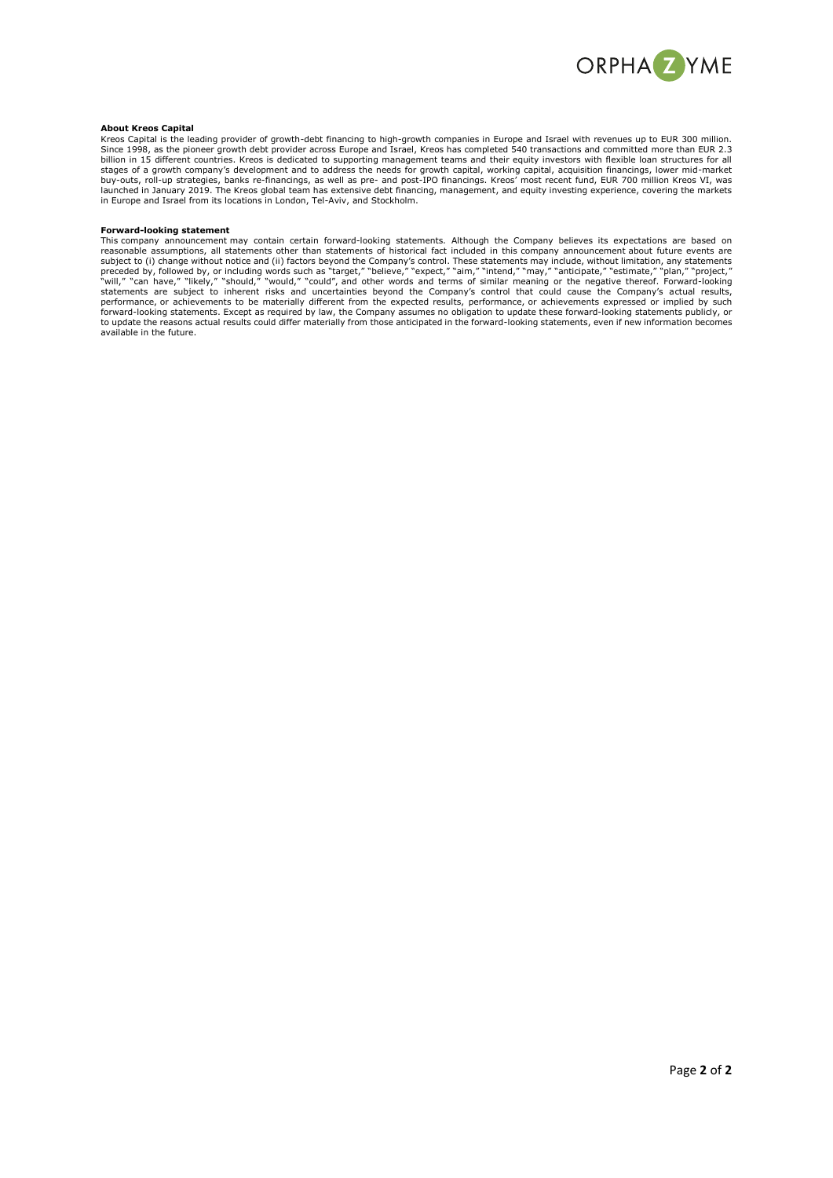**About Kreos Capital**

Kreos Capital is the leading provider of growth-debt financing to high-growth companies in Europe and Israel with revenues up to EUR 300 million. Since 1998, as the pioneer growth debt provider across Europe and Israel, Kreos has completed 540 transactions and committed more than EUR 2.3 billion in 15 different countries. Kreos is dedicated to supporting management teams and their equity investors with flexible loan structures for all stages of a growth company's development and to address the needs for growth capital, working capital, acquisition financings, lower mid-market buy-outs, roll-up strategies, banks re-financings, as well as pre- and post-IPO financings. Kreos' most recent fund, EUR 700 million Kreos VI, was launched in January 2019. The Kreos global team has extensive debt financing, management, and equity investing experience, covering the markets in Europe and Israel from its locations in London, Tel-Aviv, and Stockholm.

**Forward-looking statement**

This company announcement may contain certain forward-looking statements. Although the Company believes its expectations are based on reasonable assumptions, all statements other than statements of historical fact included in this company announcement about future events are subject to (i) change without notice and (ii) factors beyond the Company's control. These statements may include, without limitation, any statements preceded by, followed by, or including words such as "target," "believe," "expect," "aim," "intend," "may," "anticipate," "estimate," "plan," "project," "will," "can have," "likely," "should," "would," "could", and other words and terms of similar meaning or the negative thereof. Forward-looking statements are subject to inherent risks and uncertainties beyond the Company's control that could cause the Company's actual results, performance, or achievements to be materially different from the expected results, performance, or achievements expressed or implied by such forward-looking statements. Except as required by law, the Company assumes no obligation to update these forward-looking statements publicly, or to update the reasons actual results could differ materially from those anticipated in the forward-looking statements, even if new information becomes available in the future.